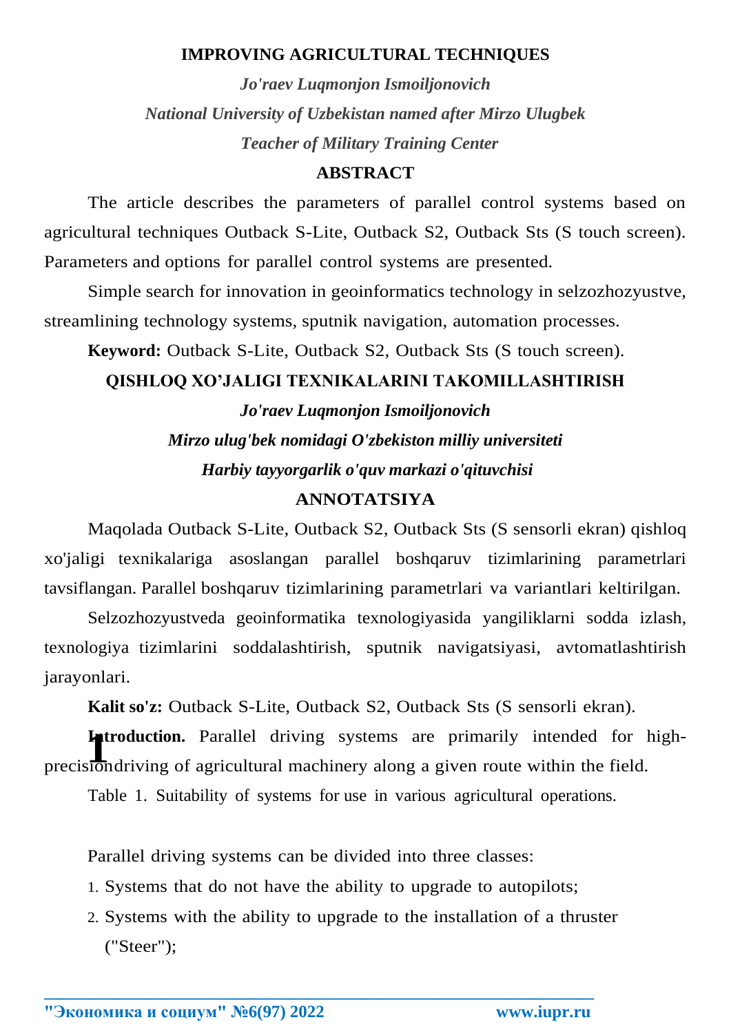# IMPROVING AGRICULTURAL TECHNIQUES

*Jo'raev Luqmonjon Ismoiljonovich*

*National University of Uzbekistan named after Mirzo Ulugbek*

*Teacher of Military Training Center*

## ABSTRACT

The article describes the parameters of parallel control systems based on agricultural techniques Outback S-Lite, Outback S2, Outback Sts (S touch screen). Parameters and options for parallel control systems are presented.

Simple search for innovation in geoinformatics technology in selzozhozyustve, streamlining technology systems, sputnik navigation, automation processes.

**Keyword:** Outback S-Lite, Outback S2, Outback Sts (S touch screen).

# QISHLOQ XO'JALIGI TEXNIKALARINI TAKOMILLASHTIRISH

*Jo'raev Luqmonjon Ismoiljonovich*

*Mirzo ulug'bek nomidagi O'zbekiston milliy universiteti*

*Harbiy tayyorgarlik o'quv markazi o'qituvchisi*

## ANNOTATSIYA

Maqolada Outback S-Lite, Outback S2, Outback Sts (S sensorli ekran) qishloq xo'jaligi texnikalariga asoslangan parallel boshqaruv tizimlarining parametrlari tavsiflangan. Parallel boshqaruv tizimlarining parametrlari va variantlari keltirilgan.

Selzozhozyustveda geoinformatika texnologiyasida yangiliklarni sodda izlash, texnologiya tizimlarini soddalashtirish, sputnik navigatsiyasi, avtomatlashtirish jarayonlari.

**Kalit so'z:** Outback S-Lite, Outback S2, Outback Sts (S sensorli ekran).

**Introduction.** Parallel driving systems are primarily intended for high-precision driving of agricultural machinery along a given route within the field.

Table 1. Suitability of systems for use in various agricultural operations.

Parallel driving systems can be divided into three classes:

1. Systems that do not have the ability to upgrade to autopilots;
2. Systems with the ability to upgrade to the installation of a thruster ("Steer");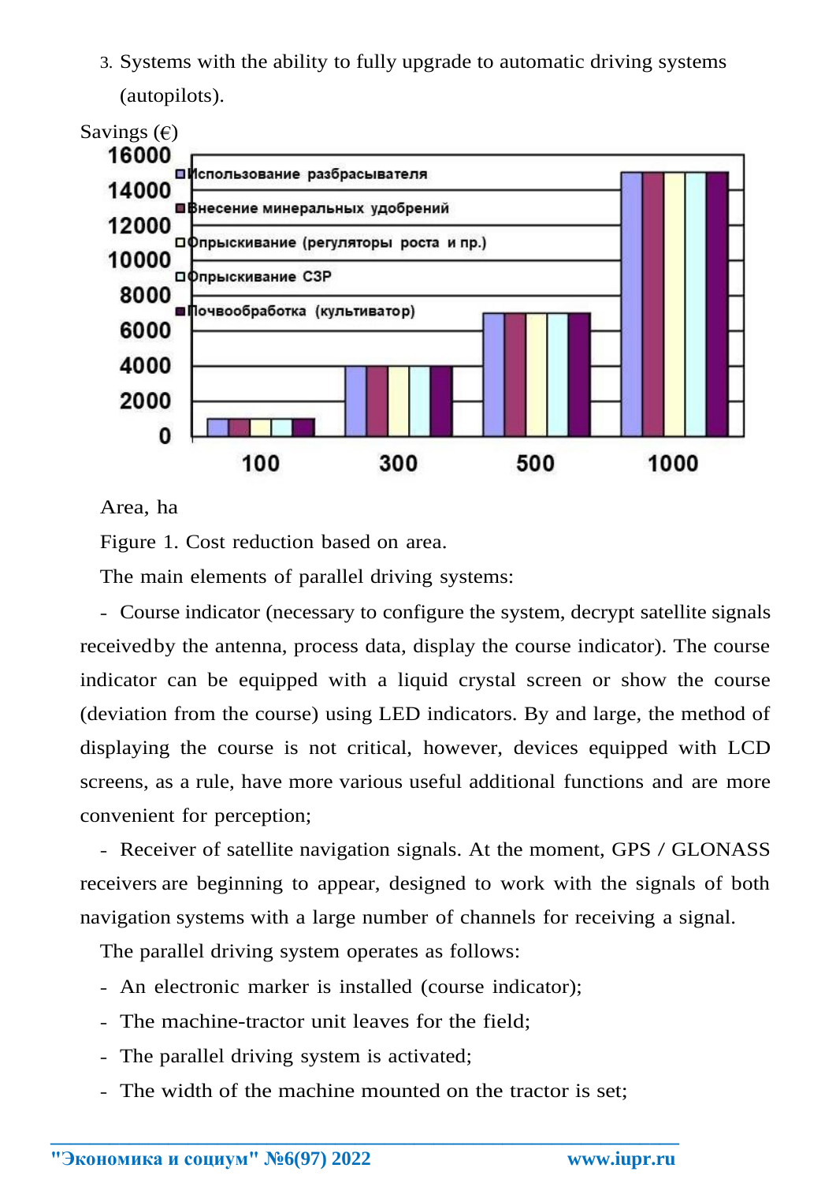3. Systems with the ability to fully upgrade to automatic driving systems (autopilots).

Savings (€)

16000
14000
12000
10000
8000
6000
4000
2000
0

Использование разбрасывателя
Внесение минеральных удобрений
Опрыскивание (регуляторы роста и пр.)
Опрыскивание СЗР
Почвообработка (культиватор)

100
300
500
1000

Area, ha

Figure 1. Cost reduction based on area.

The main elements of parallel driving systems:

- Course indicator (necessary to configure the system, decrypt satellite signals received by the antenna, process data, display the course indicator). The course indicator can be equipped with a liquid crystal screen or show the course (deviation from the course) using LED indicators. By and large, the method of displaying the course is not critical, however, devices equipped with LCD screens, as a rule, have more various useful additional functions and are more convenient for perception;
- Receiver of satellite navigation signals. At the moment, GPS / GLONASS receivers are beginning to appear, designed to work with the signals of both navigation systems with a large number of channels for receiving a signal.

The parallel driving system operates as follows:

- An electronic marker is installed (course indicator);
- The machine-tractor unit leaves for the field;
- The parallel driving system is activated;
- The width of the machine mounted on the tractor is set;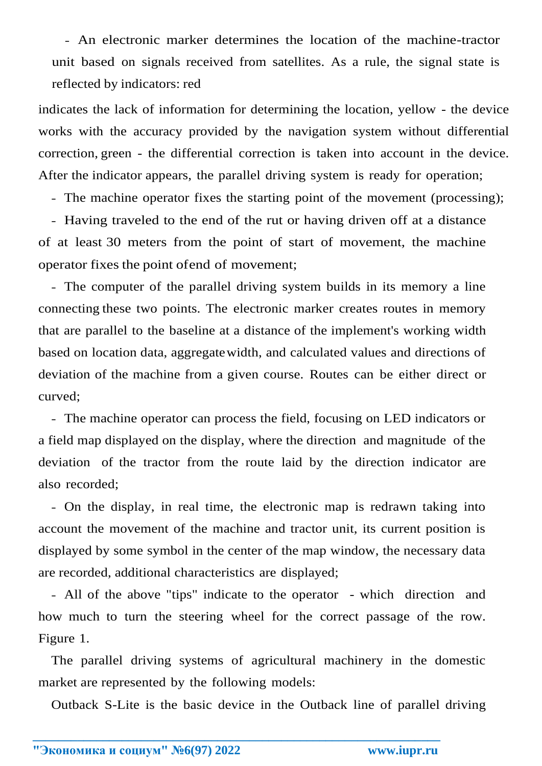- An electronic marker determines the location of the machine-tractor unit based on signals received from satellites. As a rule, the signal state is reflected by indicators: red

indicates the lack of information for determining the location, yellow - the device works with the accuracy provided by the navigation system without differential correction, green - the differential correction is taken into account in the device. After the indicator appears, the parallel driving system is ready for operation;

- The machine operator fixes the starting point of the movement (processing);
- Having traveled to the end of the rut or having driven off at a distance of at least 30 meters from the point of start of movement, the machine operator fixes the point ofend of movement;
- The computer of the parallel driving system builds in its memory a line connecting these two points. The electronic marker creates routes in memory that are parallel to the baseline at a distance of the implement's working width based on location data, aggregatewidth, and calculated values and directions of deviation of the machine from a given course. Routes can be either direct or curved;
- The machine operator can process the field, focusing on LED indicators or a field map displayed on the display, where the direction and magnitude of the deviation of the tractor from the route laid by the direction indicator are also recorded;
- On the display, in real time, the electronic map is redrawn taking into account the movement of the machine and tractor unit, its current position is displayed by some symbol in the center of the map window, the necessary data are recorded, additional characteristics are displayed;
- All of the above "tips" indicate to the operator - which direction and how much to turn the steering wheel for the correct passage of the row. Figure 1.

The parallel driving systems of agricultural machinery in the domestic market are represented by the following models:

Outback S-Lite is the basic device in the Outback line of parallel driving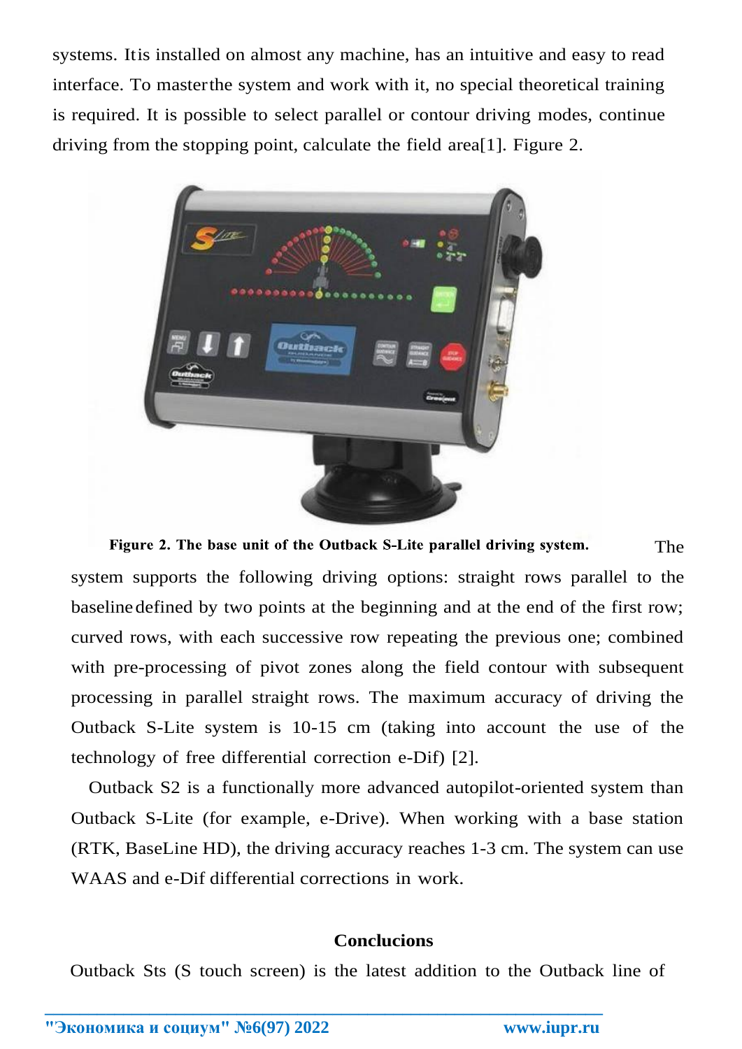systems. Itis installed on almost any machine, has an intuitive and easy to read interface. To masterthe system and work with it, no special theoretical training is required. It is possible to select parallel or contour driving modes, continue driving from the stopping point, calculate the field area[1]. Figure 2.

**Figure 2. The base unit of the Outback S-Lite parallel driving system.**

The system supports the following driving options: straight rows parallel to the baseline defined by two points at the beginning and at the end of the first row; curved rows, with each successive row repeating the previous one; combined with pre-processing of pivot zones along the field contour with subsequent processing in parallel straight rows. The maximum accuracy of driving the Outback S-Lite system is 10-15 cm (taking into account the use of the technology of free differential correction e-Dif) [2].

Outback S2 is a functionally more advanced autopilot-oriented system than Outback S-Lite (for example, e-Drive). When working with a base station (RTK, BaseLine HD), the driving accuracy reaches 1-3 cm. The system can use WAAS and e-Dif differential corrections in work.

## Conclucions

Outback Sts (S touch screen) is the latest addition to the Outback line of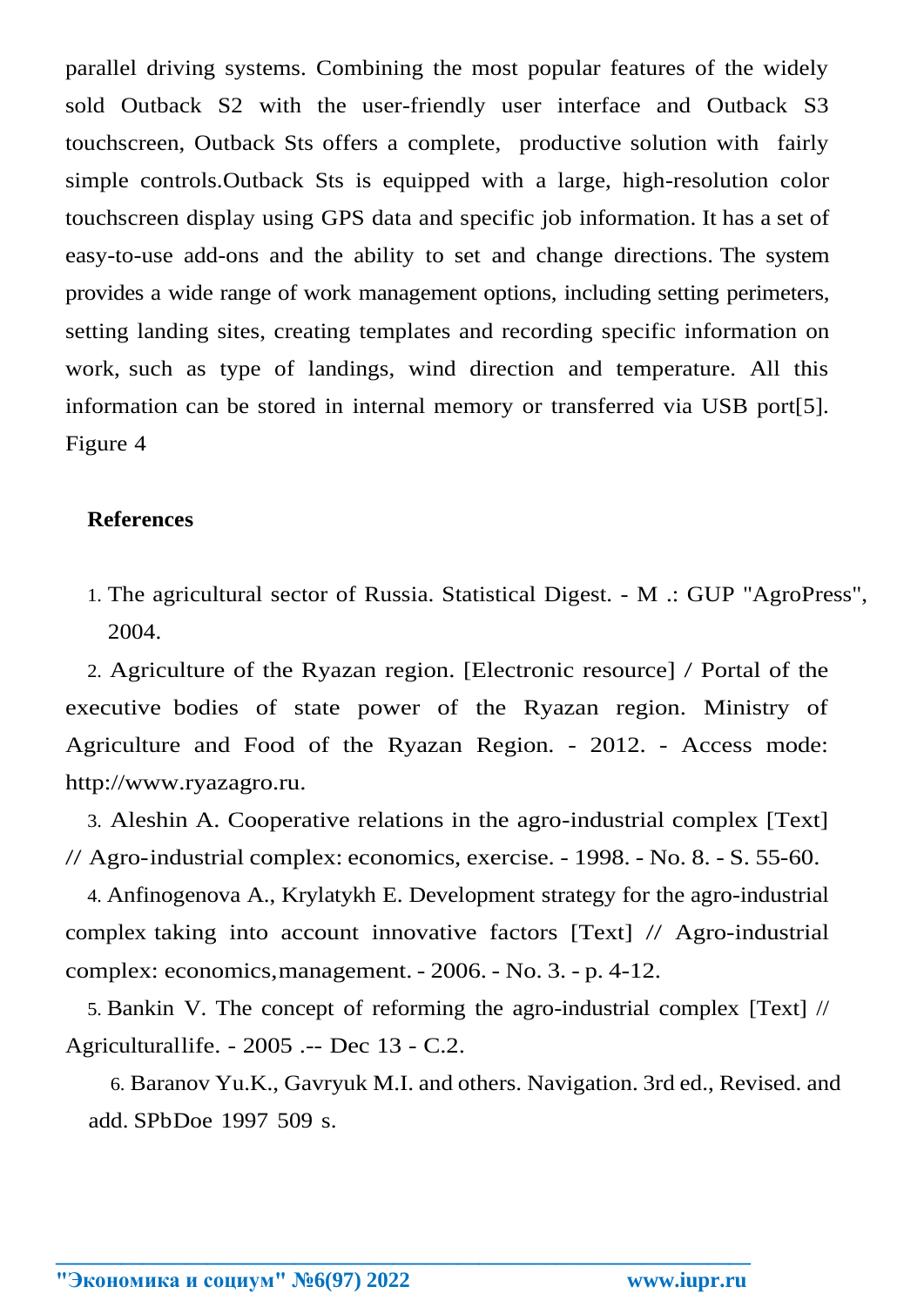parallel driving systems. Combining the most popular features of the widely sold Outback S2 with the user-friendly user interface and Outback S3 touchscreen, Outback Sts offers a complete, productive solution with fairly simple controls.Outback Sts is equipped with a large, high-resolution color touchscreen display using GPS data and specific job information. It has a set of easy-to-use add-ons and the ability to set and change directions. The system provides a wide range of work management options, including setting perimeters, setting landing sites, creating templates and recording specific information on work, such as type of landings, wind direction and temperature. All this information can be stored in internal memory or transferred via USB port[5]. Figure 4

**References**

1. The agricultural sector of Russia. Statistical Digest. - M .: GUP "AgroPress", 2004.
2. Agriculture of the Ryazan region. [Electronic resource] / Portal of the executive bodies of state power of the Ryazan region. Ministry of Agriculture and Food of the Ryazan Region. - 2012. - Access mode: http://www.ryazagro.ru.
3. Aleshin A. Cooperative relations in the agro-industrial complex [Text] // Agro-industrial complex: economics, exercise. - 1998. - No. 8. - S. 55-60.
4. Anfinogenova A., Krylatykh E. Development strategy for the agro-industrial complex taking into account innovative factors [Text] // Agro-industrial complex: economics,management. - 2006. - No. 3. - p. 4-12.
5. Bankin V. The concept of reforming the agro-industrial complex [Text] // Agriculturallife. - 2005 .-- Dec 13 - C.2.
6. Baranov Yu.K., Gavryuk M.I. and others. Navigation. 3rd ed., Revised. and add. SPbDoe 1997 509 s.